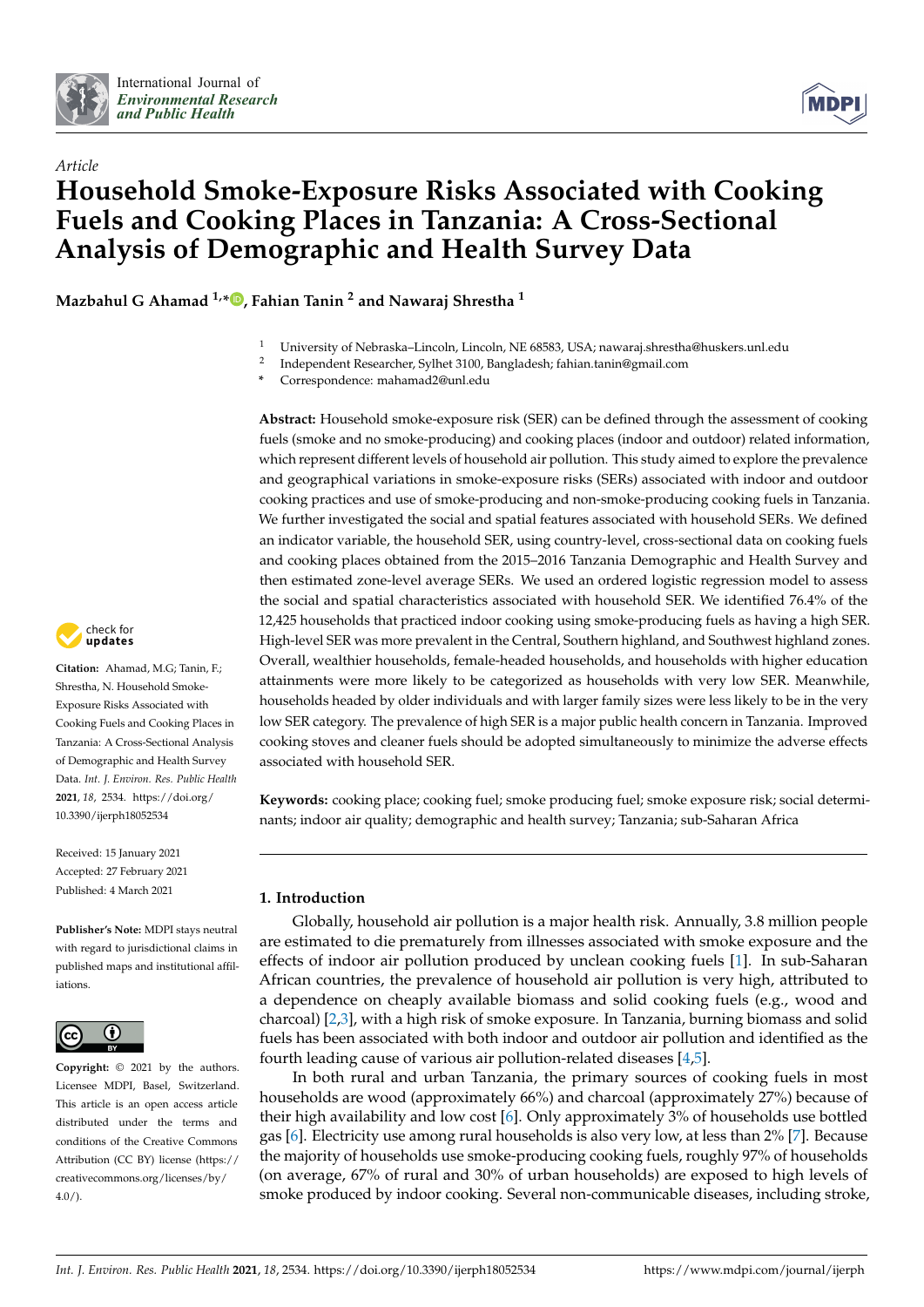*Article*

# Household Smoke-Exposure Risks Associated with Cooking Fuels and Cooking Places in Tanzania: A Cross-Sectional Analysis of Demographic and Health Survey Data

**Mazbahul G Ahamad [1,*], Fahian Tanin [2] and Nawaraj Shrestha [1]**

[1] University of Nebraska–Lincoln, Lincoln, NE 68583, USA; nawaraj.shrestha@huskers.unl.edu
[2] Independent Researcher, Sylhet 3100, Bangladesh; fahian.tanin@gmail.com
* Correspondence: mahamad2@unl.edu

**Abstract:** Household smoke-exposure risk (SER) can be defined through the assessment of cooking fuels (smoke and no smoke-producing) and cooking places (indoor and outdoor) related information, which represent different levels of household air pollution. This study aimed to explore the prevalence and geographical variations in smoke-exposure risks (SERs) associated with indoor and outdoor cooking practices and use of smoke-producing and non-smoke-producing cooking fuels in Tanzania. We further investigated the social and spatial features associated with household SERs. We defined an indicator variable, the household SER, using country-level, cross-sectional data on cooking fuels and cooking places obtained from the 2015–2016 Tanzania Demographic and Health Survey and then estimated zone-level average SERs. We used an ordered logistic regression model to assess the social and spatial characteristics associated with household SER. We identified 76.4% of the 12,425 households that practiced indoor cooking using smoke-producing fuels as having a high SER. High-level SER was more prevalent in the Central, Southern highland, and Southwest highland zones. Overall, wealthier households, female-headed households, and households with higher education attainments were more likely to be categorized as households with very low SER. Meanwhile, households headed by older individuals and with larger family sizes were less likely to be in the very low SER category. The prevalence of high SER is a major public health concern in Tanzania. Improved cooking stoves and cleaner fuels should be adopted simultaneously to minimize the adverse effects associated with household SER.

**Keywords:** cooking place; cooking fuel; smoke producing fuel; smoke exposure risk; social determinants; indoor air quality; demographic and health survey; Tanzania; sub-Saharan Africa

**Citation:** Ahamad, M.G; Tanin, F.; Shrestha, N. Household Smoke-Exposure Risks Associated with Cooking Fuels and Cooking Places in Tanzania: A Cross-Sectional Analysis of Demographic and Health Survey Data. *Int. J. Environ. Res. Public Health* **2021**, *18*, 2534. https://doi.org/10.3390/ijerph18052534

Received: 15 January 2021
Accepted: 27 February 2021
Published: 4 March 2021

**Publisher's Note:** MDPI stays neutral with regard to jurisdictional claims in published maps and institutional affiliations.

**Copyright:** © 2021 by the authors. Licensee MDPI, Basel, Switzerland. This article is an open access article distributed under the terms and conditions of the Creative Commons Attribution (CC BY) license (https://creativecommons.org/licenses/by/4.0/).

## 1. Introduction

Globally, household air pollution is a major health risk. Annually, 3.8 million people are estimated to die prematurely from illnesses associated with smoke exposure and the effects of indoor air pollution produced by unclean cooking fuels [1]. In sub-Saharan African countries, the prevalence of household air pollution is very high, attributed to a dependence on cheaply available biomass and solid cooking fuels (e.g., wood and charcoal) [2,3], with a high risk of smoke exposure. In Tanzania, burning biomass and solid fuels has been associated with both indoor and outdoor air pollution and identified as the fourth leading cause of various air pollution-related diseases [4,5].

In both rural and urban Tanzania, the primary sources of cooking fuels in most households are wood (approximately 66%) and charcoal (approximately 27%) because of their high availability and low cost [6]. Only approximately 3% of households use bottled gas [6]. Electricity use among rural households is also very low, at less than 2% [7]. Because the majority of households use smoke-producing cooking fuels, roughly 97% of households (on average, 67% of rural and 30% of urban households) are exposed to high levels of smoke produced by indoor cooking. Several non-communicable diseases, including stroke,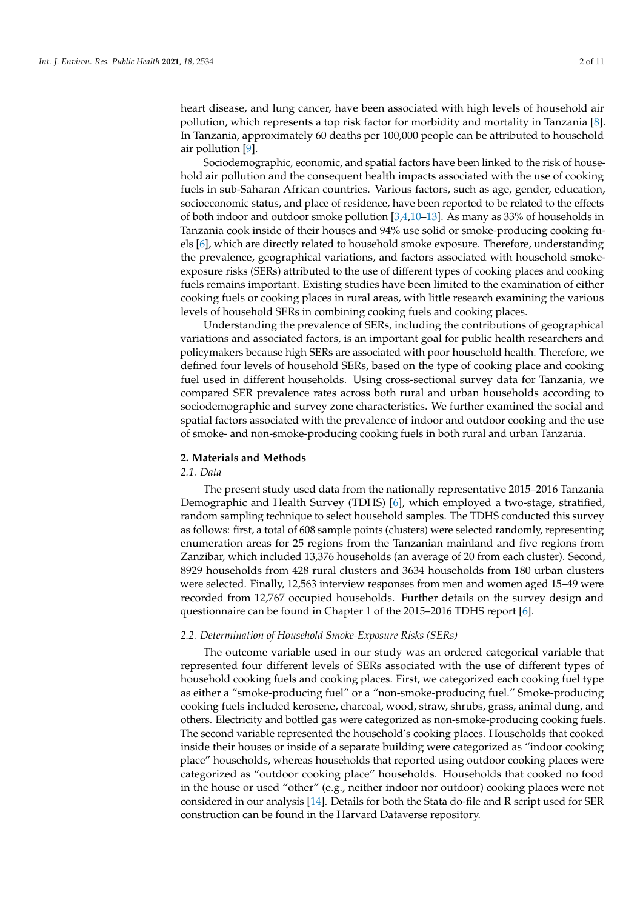heart disease, and lung cancer, have been associated with high levels of household air pollution, which represents a top risk factor for morbidity and mortality in Tanzania [8]. In Tanzania, approximately 60 deaths per 100,000 people can be attributed to household air pollution [9].

Sociodemographic, economic, and spatial factors have been linked to the risk of household air pollution and the consequent health impacts associated with the use of cooking fuels in sub-Saharan African countries. Various factors, such as age, gender, education, socioeconomic status, and place of residence, have been reported to be related to the effects of both indoor and outdoor smoke pollution [3,4,10–13]. As many as 33% of households in Tanzania cook inside of their houses and 94% use solid or smoke-producing cooking fuels [6], which are directly related to household smoke exposure. Therefore, understanding the prevalence, geographical variations, and factors associated with household smoke-exposure risks (SERs) attributed to the use of different types of cooking places and cooking fuels remains important. Existing studies have been limited to the examination of either cooking fuels or cooking places in rural areas, with little research examining the various levels of household SERs in combining cooking fuels and cooking places.

Understanding the prevalence of SERs, including the contributions of geographical variations and associated factors, is an important goal for public health researchers and policymakers because high SERs are associated with poor household health. Therefore, we defined four levels of household SERs, based on the type of cooking place and cooking fuel used in different households. Using cross-sectional survey data for Tanzania, we compared SER prevalence rates across both rural and urban households according to sociodemographic and survey zone characteristics. We further examined the social and spatial factors associated with the prevalence of indoor and outdoor cooking and the use of smoke- and non-smoke-producing cooking fuels in both rural and urban Tanzania.

## 2. Materials and Methods

### 2.1. Data

The present study used data from the nationally representative 2015–2016 Tanzania Demographic and Health Survey (TDHS) [6], which employed a two-stage, stratified, random sampling technique to select household samples. The TDHS conducted this survey as follows: first, a total of 608 sample points (clusters) were selected randomly, representing enumeration areas for 25 regions from the Tanzanian mainland and five regions from Zanzibar, which included 13,376 households (an average of 20 from each cluster). Second, 8929 households from 428 rural clusters and 3634 households from 180 urban clusters were selected. Finally, 12,563 interview responses from men and women aged 15–49 were recorded from 12,767 occupied households. Further details on the survey design and questionnaire can be found in Chapter 1 of the 2015–2016 TDHS report [6].

### 2.2. Determination of Household Smoke-Exposure Risks (SERs)

The outcome variable used in our study was an ordered categorical variable that represented four different levels of SERs associated with the use of different types of household cooking fuels and cooking places. First, we categorized each cooking fuel type as either a "smoke-producing fuel" or a "non-smoke-producing fuel." Smoke-producing cooking fuels included kerosene, charcoal, wood, straw, shrubs, grass, animal dung, and others. Electricity and bottled gas were categorized as non-smoke-producing cooking fuels. The second variable represented the household's cooking places. Households that cooked inside their houses or inside of a separate building were categorized as "indoor cooking place" households, whereas households that reported using outdoor cooking places were categorized as "outdoor cooking place" households. Households that cooked no food in the house or used "other" (e.g., neither indoor nor outdoor) cooking places were not considered in our analysis [14]. Details for both the Stata do-file and R script used for SER construction can be found in the Harvard Dataverse repository.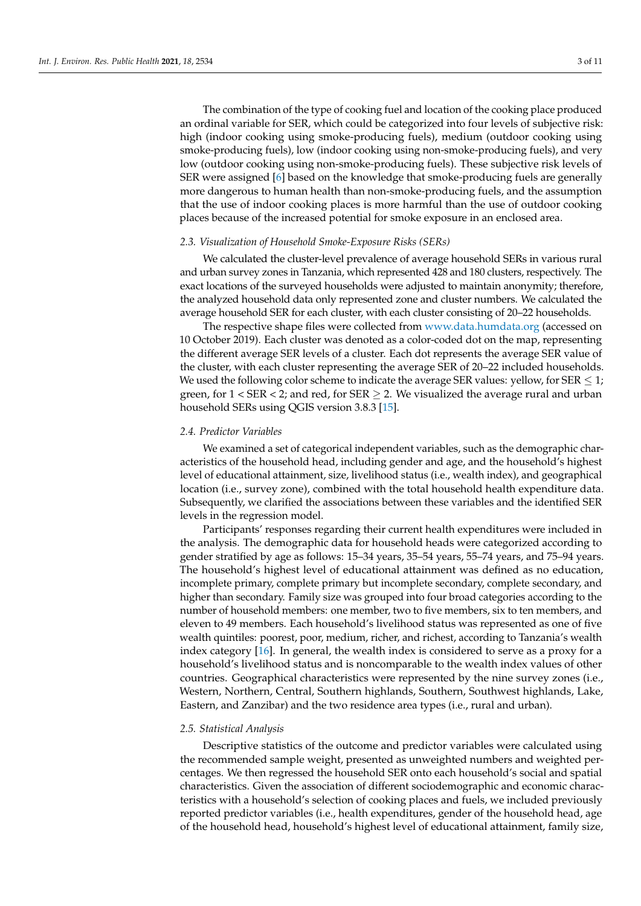The combination of the type of cooking fuel and location of the cooking place produced an ordinal variable for SER, which could be categorized into four levels of subjective risk: high (indoor cooking using smoke-producing fuels), medium (outdoor cooking using smoke-producing fuels), low (indoor cooking using non-smoke-producing fuels), and very low (outdoor cooking using non-smoke-producing fuels). These subjective risk levels of SER were assigned [6] based on the knowledge that smoke-producing fuels are generally more dangerous to human health than non-smoke-producing fuels, and the assumption that the use of indoor cooking places is more harmful than the use of outdoor cooking places because of the increased potential for smoke exposure in an enclosed area.

### *2.3. Visualization of Household Smoke-Exposure Risks (SERs)*

We calculated the cluster-level prevalence of average household SERs in various rural and urban survey zones in Tanzania, which represented 428 and 180 clusters, respectively. The exact locations of the surveyed households were adjusted to maintain anonymity; therefore, the analyzed household data only represented zone and cluster numbers. We calculated the average household SER for each cluster, with each cluster consisting of 20–22 households.

The respective shape files were collected from www.data.humdata.org (accessed on 10 October 2019). Each cluster was denoted as a color-coded dot on the map, representing the different average SER levels of a cluster. Each dot represents the average SER value of the cluster, with each cluster representing the average SER of 20–22 included households. We used the following color scheme to indicate the average SER values: yellow, for SER $\leq 1$; green, for $1 <$ SER $< 2$; and red, for SER $\geq 2$. We visualized the average rural and urban household SERs using QGIS version 3.8.3 [15].

### *2.4. Predictor Variables*

We examined a set of categorical independent variables, such as the demographic characteristics of the household head, including gender and age, and the household's highest level of educational attainment, size, livelihood status (i.e., wealth index), and geographical location (i.e., survey zone), combined with the total household health expenditure data. Subsequently, we clarified the associations between these variables and the identified SER levels in the regression model.

Participants' responses regarding their current health expenditures were included in the analysis. The demographic data for household heads were categorized according to gender stratified by age as follows: 15–34 years, 35–54 years, 55–74 years, and 75–94 years. The household's highest level of educational attainment was defined as no education, incomplete primary, complete primary but incomplete secondary, complete secondary, and higher than secondary. Family size was grouped into four broad categories according to the number of household members: one member, two to five members, six to ten members, and eleven to 49 members. Each household's livelihood status was represented as one of five wealth quintiles: poorest, poor, medium, richer, and richest, according to Tanzania's wealth index category [16]. In general, the wealth index is considered to serve as a proxy for a household's livelihood status and is noncomparable to the wealth index values of other countries. Geographical characteristics were represented by the nine survey zones (i.e., Western, Northern, Central, Southern highlands, Southern, Southwest highlands, Lake, Eastern, and Zanzibar) and the two residence area types (i.e., rural and urban).

### *2.5. Statistical Analysis*

Descriptive statistics of the outcome and predictor variables were calculated using the recommended sample weight, presented as unweighted numbers and weighted percentages. We then regressed the household SER onto each household's social and spatial characteristics. Given the association of different sociodemographic and economic characteristics with a household's selection of cooking places and fuels, we included previously reported predictor variables (i.e., health expenditures, gender of the household head, age of the household head, household's highest level of educational attainment, family size,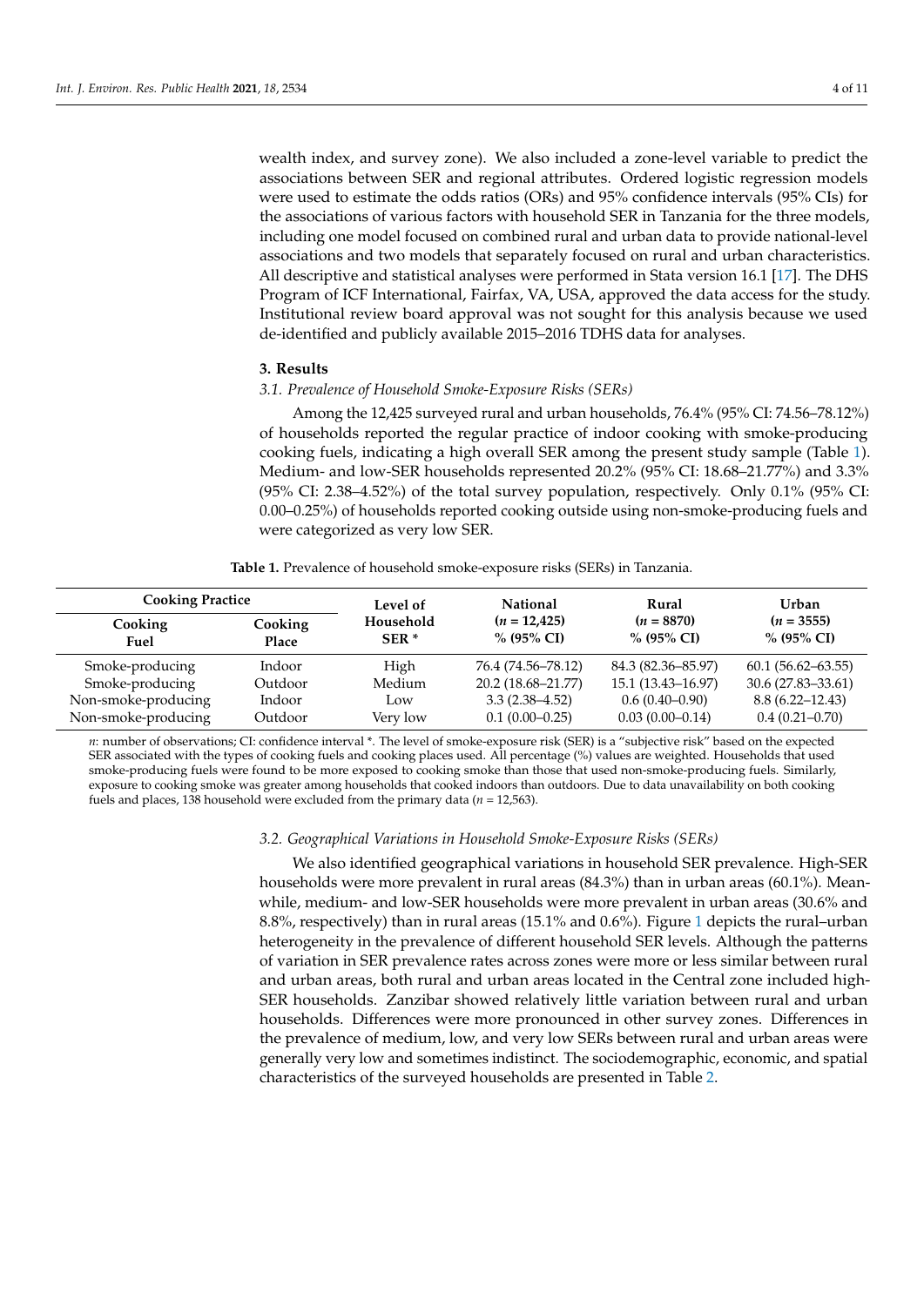wealth index, and survey zone). We also included a zone-level variable to predict the associations between SER and regional attributes. Ordered logistic regression models were used to estimate the odds ratios (ORs) and 95% confidence intervals (95% CIs) for the associations of various factors with household SER in Tanzania for the three models, including one model focused on combined rural and urban data to provide national-level associations and two models that separately focused on rural and urban characteristics. All descriptive and statistical analyses were performed in Stata version 16.1 [17]. The DHS Program of ICF International, Fairfax, VA, USA, approved the data access for the study. Institutional review board approval was not sought for this analysis because we used de-identified and publicly available 2015–2016 TDHS data for analyses.

## 3. Results

### 3.1. Prevalence of Household Smoke-Exposure Risks (SERs)

Among the 12,425 surveyed rural and urban households, 76.4% (95% CI: 74.56–78.12%) of households reported the regular practice of indoor cooking with smoke-producing cooking fuels, indicating a high overall SER among the present study sample (Table 1). Medium- and low-SER households represented 20.2% (95% CI: 18.68–21.77%) and 3.3% (95% CI: 2.38–4.52%) of the total survey population, respectively. Only 0.1% (95% CI: 0.00–0.25%) of households reported cooking outside using non-smoke-producing fuels and were categorized as very low SER.

**Table 1.** Prevalence of household smoke-exposure risks (SERs) in Tanzania.

| Cooking Practice | | Level of Household SER * | National ($n$ = 12,425) % (95% CI) | Rural ($n$ = 8870) % (95% CI) | Urban ($n$ = 3555) % (95% CI) |
|---|---|---|---|---|---|
| **Cooking Fuel** | **Cooking Place** | | | | |
| Smoke-producing | Indoor | High | 76.4 (74.56–78.12) | 84.3 (82.36–85.97) | 60.1 (56.62–63.55) |
| Smoke-producing | Outdoor | Medium | 20.2 (18.68–21.77) | 15.1 (13.43–16.97) | 30.6 (27.83–33.61) |
| Non-smoke-producing | Indoor | Low | 3.3 (2.38–4.52) | 0.6 (0.40–0.90) | 8.8 (6.22–12.43) |
| Non-smoke-producing | Outdoor | Very low | 0.1 (0.00–0.25) | 0.03 (0.00–0.14) | 0.4 (0.21–0.70) |

$n$: number of observations; CI: confidence interval *. The level of smoke-exposure risk (SER) is a "subjective risk" based on the expected SER associated with the types of cooking fuels and cooking places used. All percentage (%) values are weighted. Households that used smoke-producing fuels were found to be more exposed to cooking smoke than those that used non-smoke-producing fuels. Similarly, exposure to cooking smoke was greater among households that cooked indoors than outdoors. Due to data unavailability on both cooking fuels and places, 138 household were excluded from the primary data ($n$ = 12,563).

### 3.2. Geographical Variations in Household Smoke-Exposure Risks (SERs)

We also identified geographical variations in household SER prevalence. High-SER households were more prevalent in rural areas (84.3%) than in urban areas (60.1%). Meanwhile, medium- and low-SER households were more prevalent in urban areas (30.6% and 8.8%, respectively) than in rural areas (15.1% and 0.6%). Figure 1 depicts the rural–urban heterogeneity in the prevalence of different household SER levels. Although the patterns of variation in SER prevalence rates across zones were more or less similar between rural and urban areas, both rural and urban areas located in the Central zone included high-SER households. Zanzibar showed relatively little variation between rural and urban households. Differences were more pronounced in other survey zones. Differences in the prevalence of medium, low, and very low SERs between rural and urban areas were generally very low and sometimes indistinct. The sociodemographic, economic, and spatial characteristics of the surveyed households are presented in Table 2.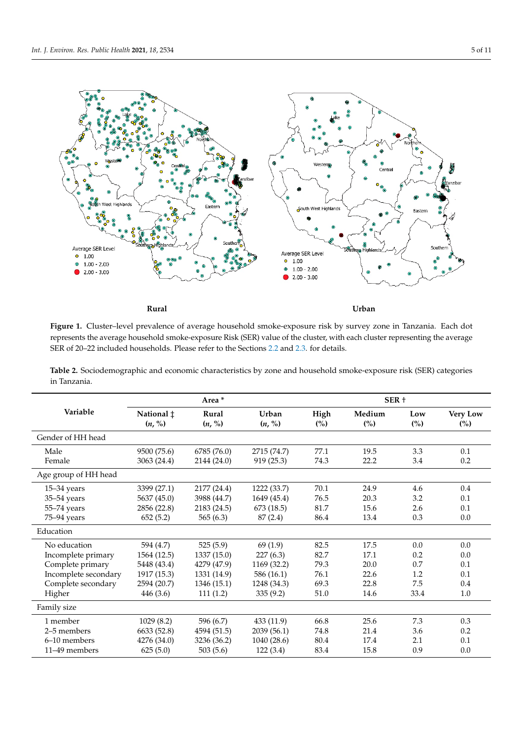Rural

Urban

**Figure 1.** Cluster–level prevalence of average household smoke-exposure risk by survey zone in Tanzania. Each dot represents the average household smoke-exposure Risk (SER) value of the cluster, with each cluster representing the average SER of 20–22 included households. Please refer to the Sections 2.2 and 2.3. for details.

**Table 2.** Sociodemographic and economic characteristics by zone and household smoke-exposure risk (SER) categories in Tanzania.

| Variable | Area * | | | SER † | | | |
|---|---|---|---|---|---|---|---|
| | National ‡ (n, %) | Rural (n, %) | Urban (n, %) | High (%) | Medium (%) | Low (%) | Very Low (%) |
| Gender of HH head | | | | | | | |
| Male | 9500 (75.6) | 6785 (76.0) | 2715 (74.7) | 77.1 | 19.5 | 3.3 | 0.1 |
| Female | 3063 (24.4) | 2144 (24.0) | 919 (25.3) | 74.3 | 22.2 | 3.4 | 0.2 |
| Age group of HH head | | | | | | | |
| 15–34 years | 3399 (27.1) | 2177 (24.4) | 1222 (33.7) | 70.1 | 24.9 | 4.6 | 0.4 |
| 35–54 years | 5637 (45.0) | 3988 (44.7) | 1649 (45.4) | 76.5 | 20.3 | 3.2 | 0.1 |
| 55–74 years | 2856 (22.8) | 2183 (24.5) | 673 (18.5) | 81.7 | 15.6 | 2.6 | 0.1 |
| 75–94 years | 652 (5.2) | 565 (6.3) | 87 (2.4) | 86.4 | 13.4 | 0.3 | 0.0 |
| Education | | | | | | | |
| No education | 594 (4.7) | 525 (5.9) | 69 (1.9) | 82.5 | 17.5 | 0.0 | 0.0 |
| Incomplete primary | 1564 (12.5) | 1337 (15.0) | 227 (6.3) | 82.7 | 17.1 | 0.2 | 0.0 |
| Complete primary | 5448 (43.4) | 4279 (47.9) | 1169 (32.2) | 79.3 | 20.0 | 0.7 | 0.1 |
| Incomplete secondary | 1917 (15.3) | 1331 (14.9) | 586 (16.1) | 76.1 | 22.6 | 1.2 | 0.1 |
| Complete secondary | 2594 (20.7) | 1346 (15.1) | 1248 (34.3) | 69.3 | 22.8 | 7.5 | 0.4 |
| Higher | 446 (3.6) | 111 (1.2) | 335 (9.2) | 51.0 | 14.6 | 33.4 | 1.0 |
| Family size | | | | | | | |
| 1 member | 1029 (8.2) | 596 (6.7) | 433 (11.9) | 66.8 | 25.6 | 7.3 | 0.3 |
| 2–5 members | 6633 (52.8) | 4594 (51.5) | 2039 (56.1) | 74.8 | 21.4 | 3.6 | 0.2 |
| 6–10 members | 4276 (34.0) | 3236 (36.2) | 1040 (28.6) | 80.4 | 17.4 | 2.1 | 0.1 |
| 11–49 members | 625 (5.0) | 503 (5.6) | 122 (3.4) | 83.4 | 15.8 | 0.9 | 0.0 |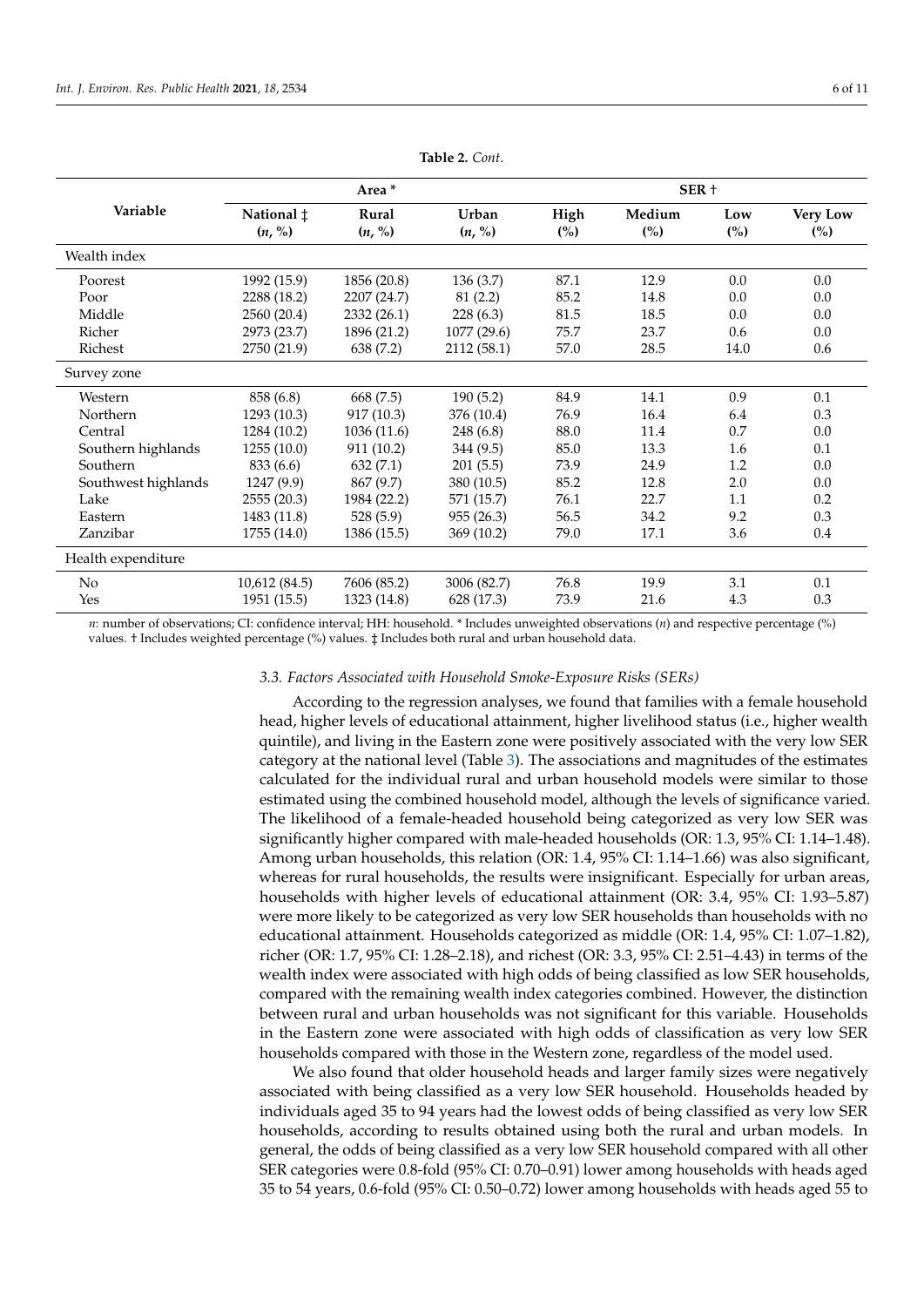**Table 2.** *Cont.*

| Variable | Area * | | | SER † | | | |
|---|---|---|---|---|---|---|---|
| | National ‡ (*n*, %) | Rural (*n*, %) | Urban (*n*, %) | High (%) | Medium (%) | Low (%) | Very Low (%) |
| Wealth index | | | | | | | |
| Poorest | 1992 (15.9) | 1856 (20.8) | 136 (3.7) | 87.1 | 12.9 | 0.0 | 0.0 |
| Poor | 2288 (18.2) | 2207 (24.7) | 81 (2.2) | 85.2 | 14.8 | 0.0 | 0.0 |
| Middle | 2560 (20.4) | 2332 (26.1) | 228 (6.3) | 81.5 | 18.5 | 0.0 | 0.0 |
| Richer | 2973 (23.7) | 1896 (21.2) | 1077 (29.6) | 75.7 | 23.7 | 0.6 | 0.0 |
| Richest | 2750 (21.9) | 638 (7.2) | 2112 (58.1) | 57.0 | 28.5 | 14.0 | 0.6 |
| Survey zone | | | | | | | |
| Western | 858 (6.8) | 668 (7.5) | 190 (5.2) | 84.9 | 14.1 | 0.9 | 0.1 |
| Northern | 1293 (10.3) | 917 (10.3) | 376 (10.4) | 76.9 | 16.4 | 6.4 | 0.3 |
| Central | 1284 (10.2) | 1036 (11.6) | 248 (6.8) | 88.0 | 11.4 | 0.7 | 0.0 |
| Southern highlands | 1255 (10.0) | 911 (10.2) | 344 (9.5) | 85.0 | 13.3 | 1.6 | 0.1 |
| Southern | 833 (6.6) | 632 (7.1) | 201 (5.5) | 73.9 | 24.9 | 1.2 | 0.0 |
| Southwest highlands | 1247 (9.9) | 867 (9.7) | 380 (10.5) | 85.2 | 12.8 | 2.0 | 0.0 |
| Lake | 2555 (20.3) | 1984 (22.2) | 571 (15.7) | 76.1 | 22.7 | 1.1 | 0.2 |
| Eastern | 1483 (11.8) | 528 (5.9) | 955 (26.3) | 56.5 | 34.2 | 9.2 | 0.3 |
| Zanzibar | 1755 (14.0) | 1386 (15.5) | 369 (10.2) | 79.0 | 17.1 | 3.6 | 0.4 |
| Health expenditure | | | | | | | |
| No | 10,612 (84.5) | 7606 (85.2) | 3006 (82.7) | 76.8 | 19.9 | 3.1 | 0.1 |
| Yes | 1951 (15.5) | 1323 (14.8) | 628 (17.3) | 73.9 | 21.6 | 4.3 | 0.3 |

*n*: number of observations; CI: confidence interval; HH: household. * Includes unweighted observations (*n*) and respective percentage (%) values. † Includes weighted percentage (%) values. ‡ Includes both rural and urban household data.

### 3.3. Factors Associated with Household Smoke-Exposure Risks (SERs)

According to the regression analyses, we found that families with a female household head, higher levels of educational attainment, higher livelihood status (i.e., higher wealth quintile), and living in the Eastern zone were positively associated with the very low SER category at the national level (Table 3). The associations and magnitudes of the estimates calculated for the individual rural and urban household models were similar to those estimated using the combined household model, although the levels of significance varied. The likelihood of a female-headed household being categorized as very low SER was significantly higher compared with male-headed households (OR: 1.3, 95% CI: 1.14–1.48). Among urban households, this relation (OR: 1.4, 95% CI: 1.14–1.66) was also significant, whereas for rural households, the results were insignificant. Especially for urban areas, households with higher levels of educational attainment (OR: 3.4, 95% CI: 1.93–5.87) were more likely to be categorized as very low SER households than households with no educational attainment. Households categorized as middle (OR: 1.4, 95% CI: 1.07–1.82), richer (OR: 1.7, 95% CI: 1.28–2.18), and richest (OR: 3.3, 95% CI: 2.51–4.43) in terms of the wealth index were associated with high odds of being classified as low SER households, compared with the remaining wealth index categories combined. However, the distinction between rural and urban households was not significant for this variable. Households in the Eastern zone were associated with high odds of classification as very low SER households compared with those in the Western zone, regardless of the model used.

We also found that older household heads and larger family sizes were negatively associated with being classified as a very low SER household. Households headed by individuals aged 35 to 94 years had the lowest odds of being classified as very low SER households, according to results obtained using both the rural and urban models. In general, the odds of being classified as a very low SER household compared with all other SER categories were 0.8-fold (95% CI: 0.70–0.91) lower among households with heads aged 35 to 54 years, 0.6-fold (95% CI: 0.50–0.72) lower among households with heads aged 55 to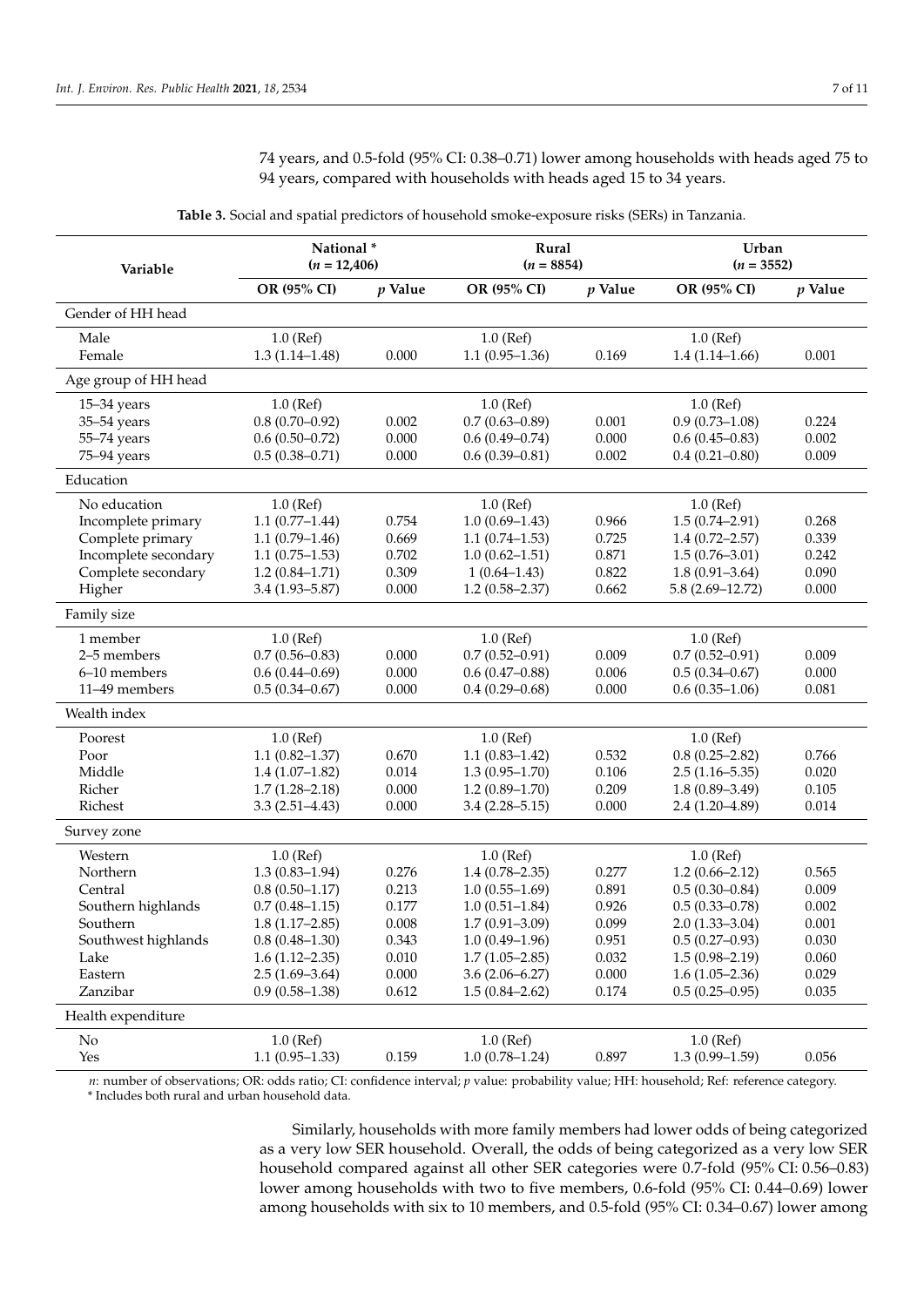74 years, and 0.5-fold (95% CI: 0.38–0.71) lower among households with heads aged 75 to 94 years, compared with households with heads aged 15 to 34 years.

**Table 3.** Social and spatial predictors of household smoke-exposure risks (SERs) in Tanzania.

| Variable | National * ($n$ = 12,406) | | Rural ($n$ = 8854) | | Urban ($n$ = 3552) | |
|---|---|---|---|---|---|---|
| | OR (95% CI) | $p$ Value | OR (95% CI) | $p$ Value | OR (95% CI) | $p$ Value |
| Gender of HH head | | | | | | |
| Male | 1.0 (Ref) | | 1.0 (Ref) | | 1.0 (Ref) | |
| Female | 1.3 (1.14–1.48) | 0.000 | 1.1 (0.95–1.36) | 0.169 | 1.4 (1.14–1.66) | 0.001 |
| Age group of HH head | | | | | | |
| 15–34 years | 1.0 (Ref) | | 1.0 (Ref) | | 1.0 (Ref) | |
| 35–54 years | 0.8 (0.70–0.92) | 0.002 | 0.7 (0.63–0.89) | 0.001 | 0.9 (0.73–1.08) | 0.224 |
| 55–74 years | 0.6 (0.50–0.72) | 0.000 | 0.6 (0.49–0.74) | 0.000 | 0.6 (0.45–0.83) | 0.002 |
| 75–94 years | 0.5 (0.38–0.71) | 0.000 | 0.6 (0.39–0.81) | 0.002 | 0.4 (0.21–0.80) | 0.009 |
| Education | | | | | | |
| No education | 1.0 (Ref) | | 1.0 (Ref) | | 1.0 (Ref) | |
| Incomplete primary | 1.1 (0.77–1.44) | 0.754 | 1.0 (0.69–1.43) | 0.966 | 1.5 (0.74–2.91) | 0.268 |
| Complete primary | 1.1 (0.79–1.46) | 0.669 | 1.1 (0.74–1.53) | 0.725 | 1.4 (0.72–2.57) | 0.339 |
| Incomplete secondary | 1.1 (0.75–1.53) | 0.702 | 1.0 (0.62–1.51) | 0.871 | 1.5 (0.76–3.01) | 0.242 |
| Complete secondary | 1.2 (0.84–1.71) | 0.309 | 1 (0.64–1.43) | 0.822 | 1.8 (0.91–3.64) | 0.090 |
| Higher | 3.4 (1.93–5.87) | 0.000 | 1.2 (0.58–2.37) | 0.662 | 5.8 (2.69–12.72) | 0.000 |
| Family size | | | | | | |
| 1 member | 1.0 (Ref) | | 1.0 (Ref) | | 1.0 (Ref) | |
| 2–5 members | 0.7 (0.56–0.83) | 0.000 | 0.7 (0.52–0.91) | 0.009 | 0.7 (0.52–0.91) | 0.009 |
| 6–10 members | 0.6 (0.44–0.69) | 0.000 | 0.6 (0.47–0.88) | 0.006 | 0.5 (0.34–0.67) | 0.000 |
| 11–49 members | 0.5 (0.34–0.67) | 0.000 | 0.4 (0.29–0.68) | 0.000 | 0.6 (0.35–1.06) | 0.081 |
| Wealth index | | | | | | |
| Poorest | 1.0 (Ref) | | 1.0 (Ref) | | 1.0 (Ref) | |
| Poor | 1.1 (0.82–1.37) | 0.670 | 1.1 (0.83–1.42) | 0.532 | 0.8 (0.25–2.82) | 0.766 |
| Middle | 1.4 (1.07–1.82) | 0.014 | 1.3 (0.95–1.70) | 0.106 | 2.5 (1.16–5.35) | 0.020 |
| Richer | 1.7 (1.28–2.18) | 0.000 | 1.2 (0.89–1.70) | 0.209 | 1.8 (0.89–3.49) | 0.105 |
| Richest | 3.3 (2.51–4.43) | 0.000 | 3.4 (2.28–5.15) | 0.000 | 2.4 (1.20–4.89) | 0.014 |
| Survey zone | | | | | | |
| Western | 1.0 (Ref) | | 1.0 (Ref) | | 1.0 (Ref) | |
| Northern | 1.3 (0.83–1.94) | 0.276 | 1.4 (0.78–2.35) | 0.277 | 1.2 (0.66–2.12) | 0.565 |
| Central | 0.8 (0.50–1.17) | 0.213 | 1.0 (0.55–1.69) | 0.891 | 0.5 (0.30–0.84) | 0.009 |
| Southern highlands | 0.7 (0.48–1.15) | 0.177 | 1.0 (0.51–1.84) | 0.926 | 0.5 (0.33–0.78) | 0.002 |
| Southern | 1.8 (1.17–2.85) | 0.008 | 1.7 (0.91–3.09) | 0.099 | 2.0 (1.33–3.04) | 0.001 |
| Southwest highlands | 0.8 (0.48–1.30) | 0.343 | 1.0 (0.49–1.96) | 0.951 | 0.5 (0.27–0.93) | 0.030 |
| Lake | 1.6 (1.12–2.35) | 0.010 | 1.7 (1.05–2.85) | 0.032 | 1.5 (0.98–2.19) | 0.060 |
| Eastern | 2.5 (1.69–3.64) | 0.000 | 3.6 (2.06–6.27) | 0.000 | 1.6 (1.05–2.36) | 0.029 |
| Zanzibar | 0.9 (0.58–1.38) | 0.612 | 1.5 (0.84–2.62) | 0.174 | 0.5 (0.25–0.95) | 0.035 |
| Health expenditure | | | | | | |
| No | 1.0 (Ref) | | 1.0 (Ref) | | 1.0 (Ref) | |
| Yes | 1.1 (0.95–1.33) | 0.159 | 1.0 (0.78–1.24) | 0.897 | 1.3 (0.99–1.59) | 0.056 |

$n$: number of observations; OR: odds ratio; CI: confidence interval; $p$ value: probability value; HH: household; Ref: reference category.
\* Includes both rural and urban household data.

Similarly, households with more family members had lower odds of being categorized as a very low SER household. Overall, the odds of being categorized as a very low SER household compared against all other SER categories were 0.7-fold (95% CI: 0.56–0.83) lower among households with two to five members, 0.6-fold (95% CI: 0.44–0.69) lower among households with six to 10 members, and 0.5-fold (95% CI: 0.34–0.67) lower among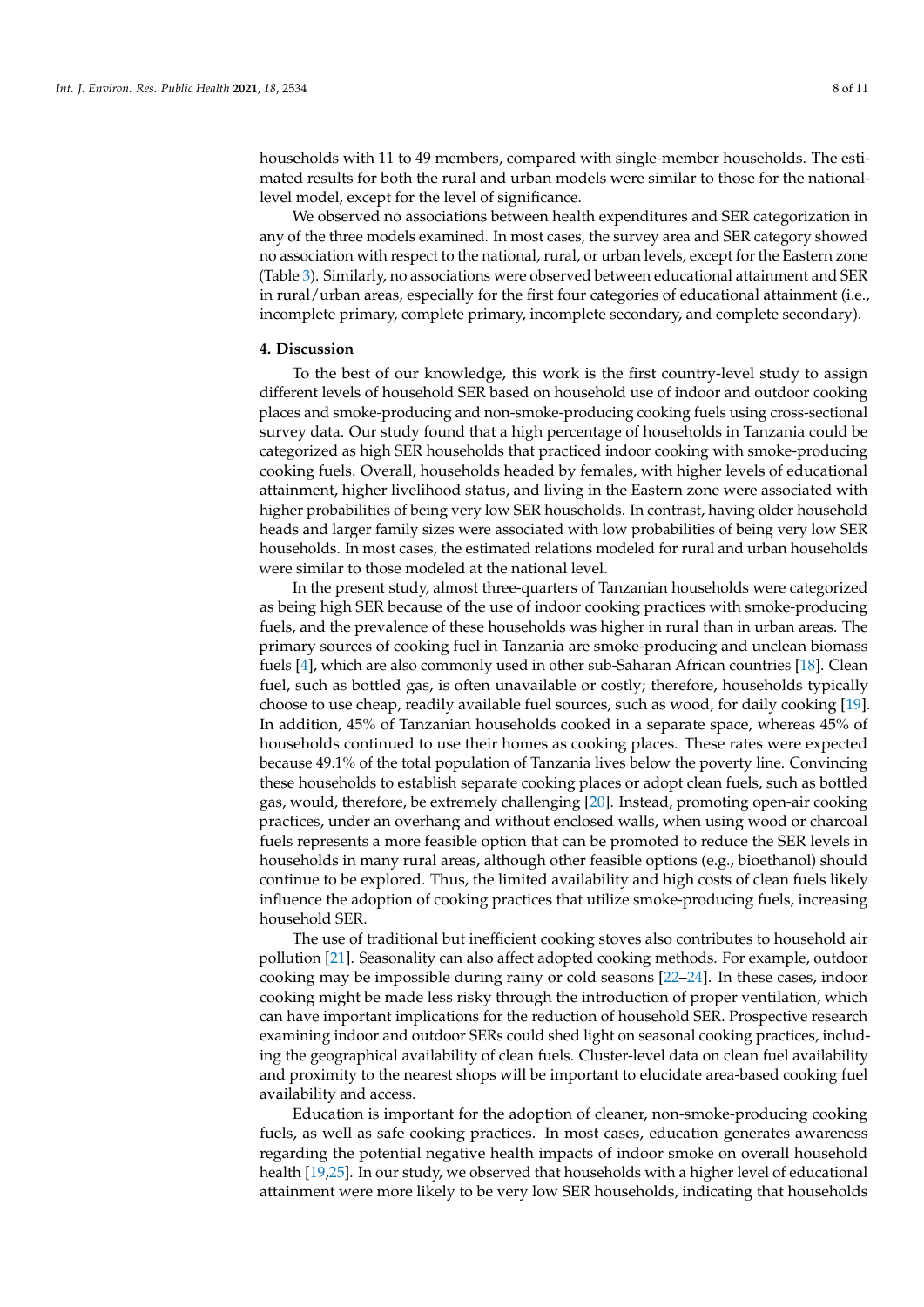households with 11 to 49 members, compared with single-member households. The estimated results for both the rural and urban models were similar to those for the national-level model, except for the level of significance.

We observed no associations between health expenditures and SER categorization in any of the three models examined. In most cases, the survey area and SER category showed no association with respect to the national, rural, or urban levels, except for the Eastern zone (Table 3). Similarly, no associations were observed between educational attainment and SER in rural/urban areas, especially for the first four categories of educational attainment (i.e., incomplete primary, complete primary, incomplete secondary, and complete secondary).

## 4. Discussion

To the best of our knowledge, this work is the first country-level study to assign different levels of household SER based on household use of indoor and outdoor cooking places and smoke-producing and non-smoke-producing cooking fuels using cross-sectional survey data. Our study found that a high percentage of households in Tanzania could be categorized as high SER households that practiced indoor cooking with smoke-producing cooking fuels. Overall, households headed by females, with higher levels of educational attainment, higher livelihood status, and living in the Eastern zone were associated with higher probabilities of being very low SER households. In contrast, having older household heads and larger family sizes were associated with low probabilities of being very low SER households. In most cases, the estimated relations modeled for rural and urban households were similar to those modeled at the national level.

In the present study, almost three-quarters of Tanzanian households were categorized as being high SER because of the use of indoor cooking practices with smoke-producing fuels, and the prevalence of these households was higher in rural than in urban areas. The primary sources of cooking fuel in Tanzania are smoke-producing and unclean biomass fuels [4], which are also commonly used in other sub-Saharan African countries [18]. Clean fuel, such as bottled gas, is often unavailable or costly; therefore, households typically choose to use cheap, readily available fuel sources, such as wood, for daily cooking [19]. In addition, 45% of Tanzanian households cooked in a separate space, whereas 45% of households continued to use their homes as cooking places. These rates were expected because 49.1% of the total population of Tanzania lives below the poverty line. Convincing these households to establish separate cooking places or adopt clean fuels, such as bottled gas, would, therefore, be extremely challenging [20]. Instead, promoting open-air cooking practices, under an overhang and without enclosed walls, when using wood or charcoal fuels represents a more feasible option that can be promoted to reduce the SER levels in households in many rural areas, although other feasible options (e.g., bioethanol) should continue to be explored. Thus, the limited availability and high costs of clean fuels likely influence the adoption of cooking practices that utilize smoke-producing fuels, increasing household SER.

The use of traditional but inefficient cooking stoves also contributes to household air pollution [21]. Seasonality can also affect adopted cooking methods. For example, outdoor cooking may be impossible during rainy or cold seasons [22–24]. In these cases, indoor cooking might be made less risky through the introduction of proper ventilation, which can have important implications for the reduction of household SER. Prospective research examining indoor and outdoor SERs could shed light on seasonal cooking practices, including the geographical availability of clean fuels. Cluster-level data on clean fuel availability and proximity to the nearest shops will be important to elucidate area-based cooking fuel availability and access.

Education is important for the adoption of cleaner, non-smoke-producing cooking fuels, as well as safe cooking practices. In most cases, education generates awareness regarding the potential negative health impacts of indoor smoke on overall household health [19,25]. In our study, we observed that households with a higher level of educational attainment were more likely to be very low SER households, indicating that households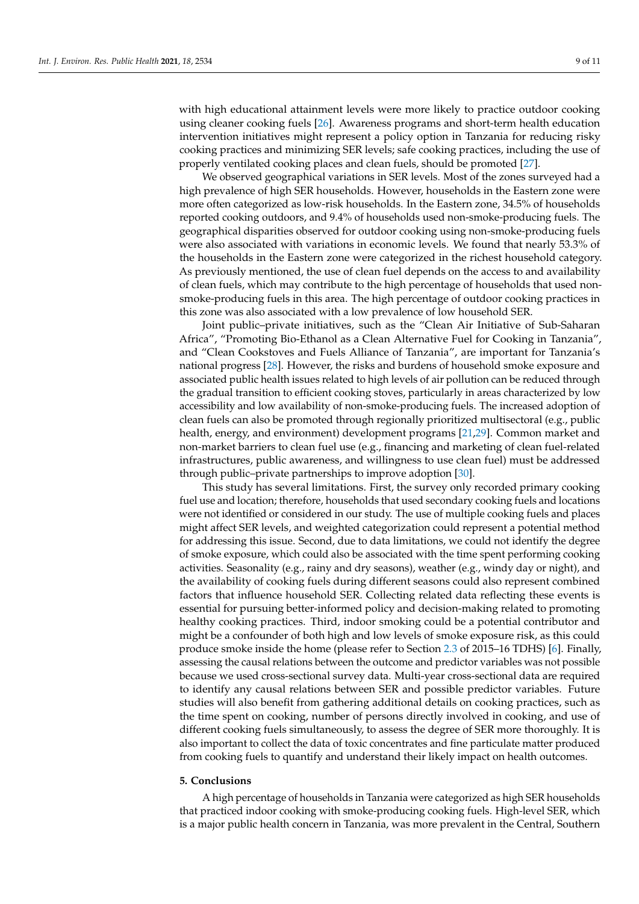with high educational attainment levels were more likely to practice outdoor cooking using cleaner cooking fuels [26]. Awareness programs and short-term health education intervention initiatives might represent a policy option in Tanzania for reducing risky cooking practices and minimizing SER levels; safe cooking practices, including the use of properly ventilated cooking places and clean fuels, should be promoted [27].

We observed geographical variations in SER levels. Most of the zones surveyed had a high prevalence of high SER households. However, households in the Eastern zone were more often categorized as low-risk households. In the Eastern zone, 34.5% of households reported cooking outdoors, and 9.4% of households used non-smoke-producing fuels. The geographical disparities observed for outdoor cooking using non-smoke-producing fuels were also associated with variations in economic levels. We found that nearly 53.3% of the households in the Eastern zone were categorized in the richest household category. As previously mentioned, the use of clean fuel depends on the access to and availability of clean fuels, which may contribute to the high percentage of households that used non-smoke-producing fuels in this area. The high percentage of outdoor cooking practices in this zone was also associated with a low prevalence of low household SER.

Joint public–private initiatives, such as the "Clean Air Initiative of Sub-Saharan Africa", "Promoting Bio-Ethanol as a Clean Alternative Fuel for Cooking in Tanzania", and "Clean Cookstoves and Fuels Alliance of Tanzania", are important for Tanzania's national progress [28]. However, the risks and burdens of household smoke exposure and associated public health issues related to high levels of air pollution can be reduced through the gradual transition to efficient cooking stoves, particularly in areas characterized by low accessibility and low availability of non-smoke-producing fuels. The increased adoption of clean fuels can also be promoted through regionally prioritized multisectoral (e.g., public health, energy, and environment) development programs [21,29]. Common market and non-market barriers to clean fuel use (e.g., financing and marketing of clean fuel-related infrastructures, public awareness, and willingness to use clean fuel) must be addressed through public–private partnerships to improve adoption [30].

This study has several limitations. First, the survey only recorded primary cooking fuel use and location; therefore, households that used secondary cooking fuels and locations were not identified or considered in our study. The use of multiple cooking fuels and places might affect SER levels, and weighted categorization could represent a potential method for addressing this issue. Second, due to data limitations, we could not identify the degree of smoke exposure, which could also be associated with the time spent performing cooking activities. Seasonality (e.g., rainy and dry seasons), weather (e.g., windy day or night), and the availability of cooking fuels during different seasons could also represent combined factors that influence household SER. Collecting related data reflecting these events is essential for pursuing better-informed policy and decision-making related to promoting healthy cooking practices. Third, indoor smoking could be a potential contributor and might be a confounder of both high and low levels of smoke exposure risk, as this could produce smoke inside the home (please refer to Section 2.3 of 2015–16 TDHS) [6]. Finally, assessing the causal relations between the outcome and predictor variables was not possible because we used cross-sectional survey data. Multi-year cross-sectional data are required to identify any causal relations between SER and possible predictor variables. Future studies will also benefit from gathering additional details on cooking practices, such as the time spent on cooking, number of persons directly involved in cooking, and use of different cooking fuels simultaneously, to assess the degree of SER more thoroughly. It is also important to collect the data of toxic concentrates and fine particulate matter produced from cooking fuels to quantify and understand their likely impact on health outcomes.

## 5. Conclusions

A high percentage of households in Tanzania were categorized as high SER households that practiced indoor cooking with smoke-producing cooking fuels. High-level SER, which is a major public health concern in Tanzania, was more prevalent in the Central, Southern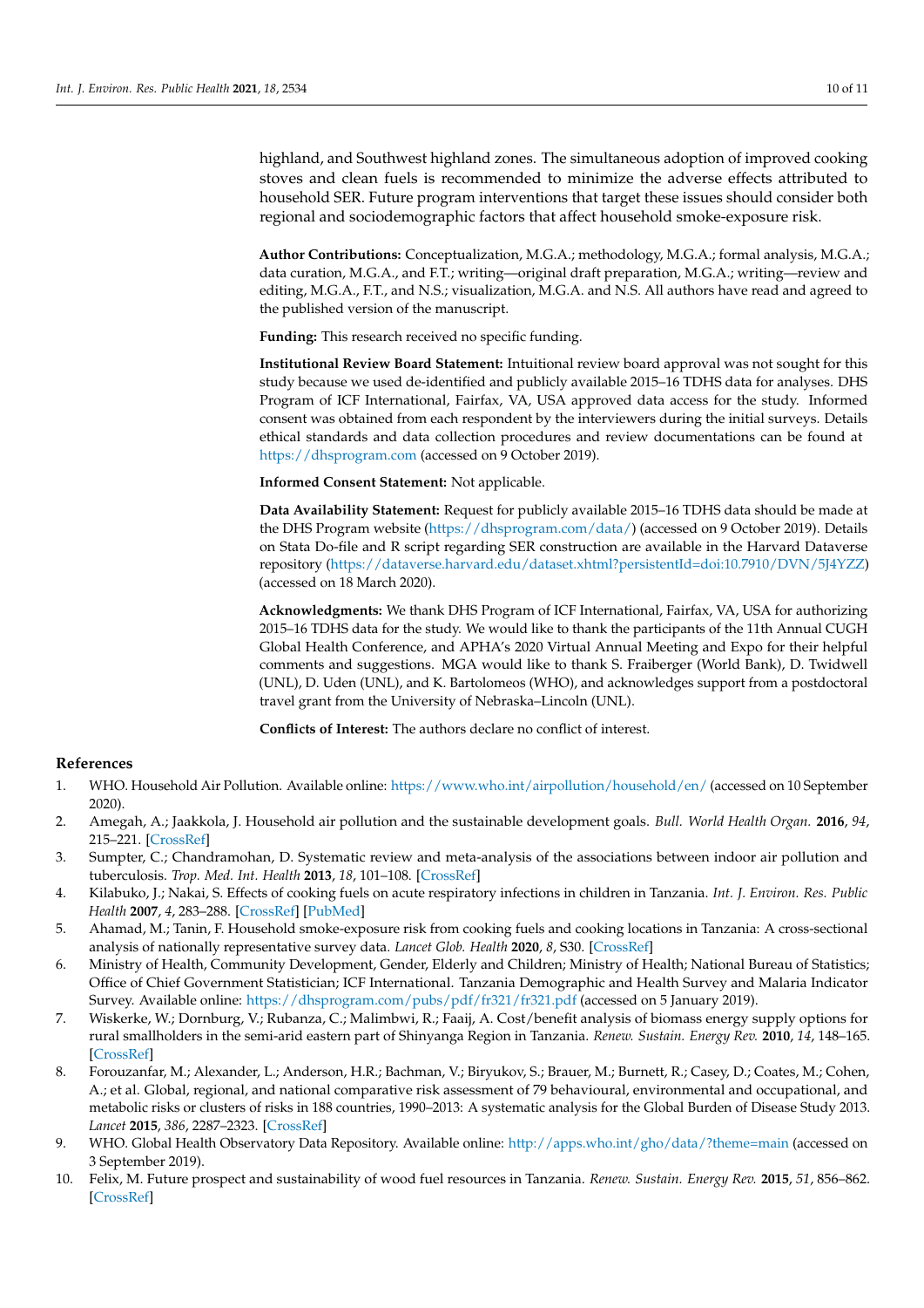highland, and Southwest highland zones. The simultaneous adoption of improved cooking stoves and clean fuels is recommended to minimize the adverse effects attributed to household SER. Future program interventions that target these issues should consider both regional and sociodemographic factors that affect household smoke-exposure risk.

**Author Contributions:** Conceptualization, M.G.A.; methodology, M.G.A.; formal analysis, M.G.A.; data curation, M.G.A., and F.T.; writing—original draft preparation, M.G.A.; writing—review and editing, M.G.A., F.T., and N.S.; visualization, M.G.A. and N.S. All authors have read and agreed to the published version of the manuscript.

**Funding:** This research received no specific funding.

**Institutional Review Board Statement:** Intuitional review board approval was not sought for this study because we used de-identified and publicly available 2015–16 TDHS data for analyses. DHS Program of ICF International, Fairfax, VA, USA approved data access for the study. Informed consent was obtained from each respondent by the interviewers during the initial surveys. Details ethical standards and data collection procedures and review documentations can be found at https://dhsprogram.com (accessed on 9 October 2019).

**Informed Consent Statement:** Not applicable.

**Data Availability Statement:** Request for publicly available 2015–16 TDHS data should be made at the DHS Program website (https://dhsprogram.com/data/) (accessed on 9 October 2019). Details on Stata Do-file and R script regarding SER construction are available in the Harvard Dataverse repository (https://dataverse.harvard.edu/dataset.xhtml?persistentId=doi:10.7910/DVN/5J4YZZ) (accessed on 18 March 2020).

**Acknowledgments:** We thank DHS Program of ICF International, Fairfax, VA, USA for authorizing 2015–16 TDHS data for the study. We would like to thank the participants of the 11th Annual CUGH Global Health Conference, and APHA's 2020 Virtual Annual Meeting and Expo for their helpful comments and suggestions. MGA would like to thank S. Fraiberger (World Bank), D. Twidwell (UNL), D. Uden (UNL), and K. Bartolomeos (WHO), and acknowledges support from a postdoctoral travel grant from the University of Nebraska–Lincoln (UNL).

**Conflicts of Interest:** The authors declare no conflict of interest.

## References

1. WHO. Household Air Pollution. Available online: https://www.who.int/airpollution/household/en/ (accessed on 10 September 2020).
2. Amegah, A.; Jaakkola, J. Household air pollution and the sustainable development goals. *Bull. World Health Organ.* **2016**, *94*, 215–221. [CrossRef]
3. Sumpter, C.; Chandramohan, D. Systematic review and meta-analysis of the associations between indoor air pollution and tuberculosis. *Trop. Med. Int. Health* **2013**, *18*, 101–108. [CrossRef]
4. Kilabuko, J.; Nakai, S. Effects of cooking fuels on acute respiratory infections in children in Tanzania. *Int. J. Environ. Res. Public Health* **2007**, *4*, 283–288. [CrossRef] [PubMed]
5. Ahamad, M.; Tanin, F. Household smoke-exposure risk from cooking fuels and cooking locations in Tanzania: A cross-sectional analysis of nationally representative survey data. *Lancet Glob. Health* **2020**, *8*, S30. [CrossRef]
6. Ministry of Health, Community Development, Gender, Elderly and Children; Ministry of Health; National Bureau of Statistics; Office of Chief Government Statistician; ICF International. Tanzania Demographic and Health Survey and Malaria Indicator Survey. Available online: https://dhsprogram.com/pubs/pdf/fr321/fr321.pdf (accessed on 5 January 2019).
7. Wiskerke, W.; Dornburg, V.; Rubanza, C.; Malimbwi, R.; Faaij, A. Cost/benefit analysis of biomass energy supply options for rural smallholders in the semi-arid eastern part of Shinyanga Region in Tanzania. *Renew. Sustain. Energy Rev.* **2010**, *14*, 148–165. [CrossRef]
8. Forouzanfar, M.; Alexander, L.; Anderson, H.R.; Bachman, V.; Biryukov, S.; Brauer, M.; Burnett, R.; Casey, D.; Coates, M.; Cohen, A.; et al. Global, regional, and national comparative risk assessment of 79 behavioural, environmental and occupational, and metabolic risks or clusters of risks in 188 countries, 1990–2013: A systematic analysis for the Global Burden of Disease Study 2013. *Lancet* **2015**, *386*, 2287–2323. [CrossRef]
9. WHO. Global Health Observatory Data Repository. Available online: http://apps.who.int/gho/data/?theme=main (accessed on 3 September 2019).
10. Felix, M. Future prospect and sustainability of wood fuel resources in Tanzania. *Renew. Sustain. Energy Rev.* **2015**, *51*, 856–862. [CrossRef]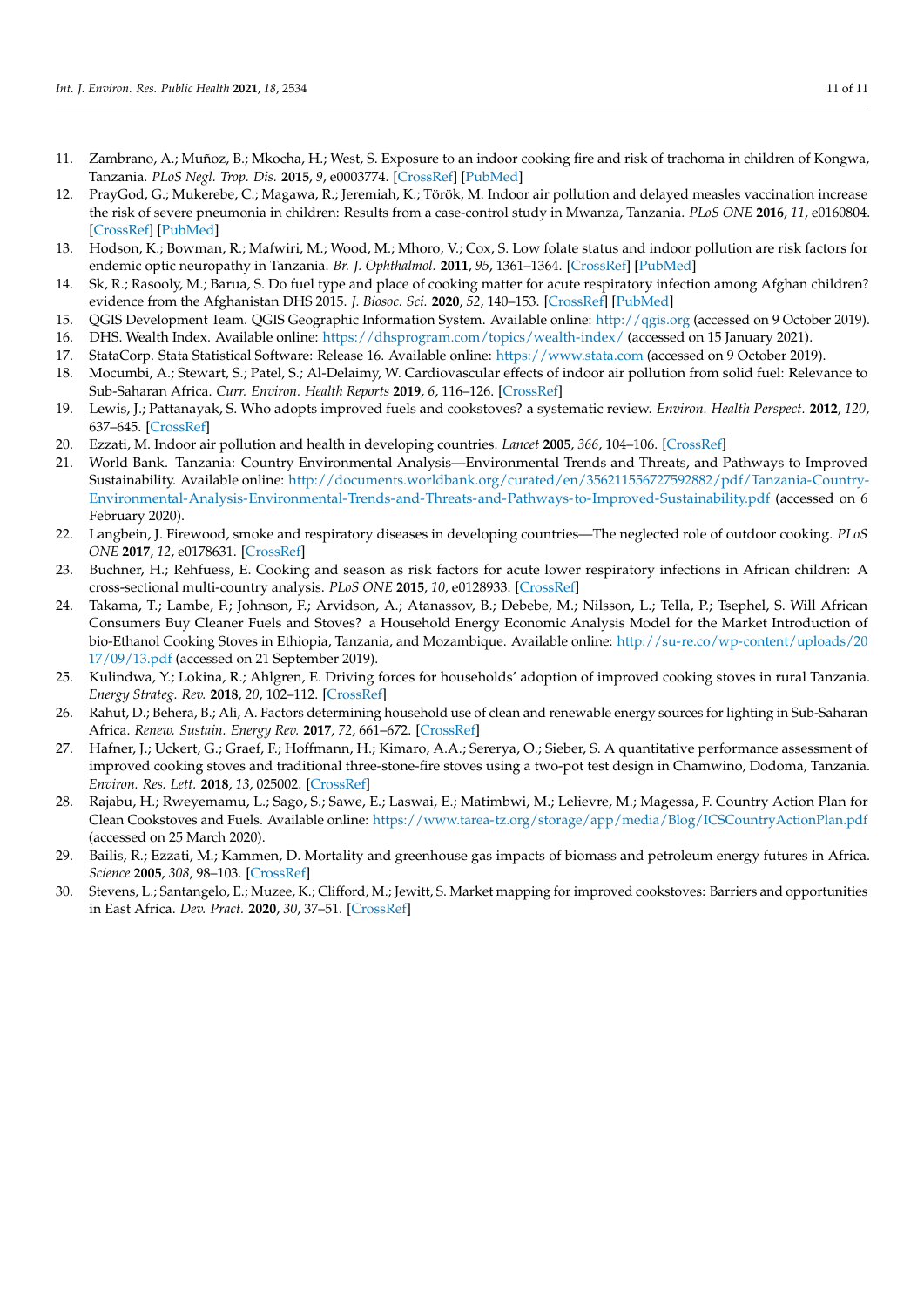11. Zambrano, A.; Muñoz, B.; Mkocha, H.; West, S. Exposure to an indoor cooking fire and risk of trachoma in children of Kongwa, Tanzania. *PLoS Negl. Trop. Dis.* **2015**, *9*, e0003774. [CrossRef] [PubMed]
12. PrayGod, G.; Mukerebe, C.; Magawa, R.; Jeremiah, K.; Török, M. Indoor air pollution and delayed measles vaccination increase the risk of severe pneumonia in children: Results from a case-control study in Mwanza, Tanzania. *PLoS ONE* **2016**, *11*, e0160804. [CrossRef] [PubMed]
13. Hodson, K.; Bowman, R.; Mafwiri, M.; Wood, M.; Mhoro, V.; Cox, S. Low folate status and indoor pollution are risk factors for endemic optic neuropathy in Tanzania. *Br. J. Ophthalmol.* **2011**, *95*, 1361–1364. [CrossRef] [PubMed]
14. Sk, R.; Rasooly, M.; Barua, S. Do fuel type and place of cooking matter for acute respiratory infection among Afghan children? evidence from the Afghanistan DHS 2015. *J. Biosoc. Sci.* **2020**, *52*, 140–153. [CrossRef] [PubMed]
15. QGIS Development Team. QGIS Geographic Information System. Available online: http://qgis.org (accessed on 9 October 2019).
16. DHS. Wealth Index. Available online: https://dhsprogram.com/topics/wealth-index/ (accessed on 15 January 2021).
17. StataCorp. Stata Statistical Software: Release 16. Available online: https://www.stata.com (accessed on 9 October 2019).
18. Mocumbi, A.; Stewart, S.; Patel, S.; Al-Delaimy, W. Cardiovascular effects of indoor air pollution from solid fuel: Relevance to Sub-Saharan Africa. *Curr. Environ. Health Reports* **2019**, *6*, 116–126. [CrossRef]
19. Lewis, J.; Pattanayak, S. Who adopts improved fuels and cookstoves? a systematic review. *Environ. Health Perspect.* **2012**, *120*, 637–645. [CrossRef]
20. Ezzati, M. Indoor air pollution and health in developing countries. *Lancet* **2005**, *366*, 104–106. [CrossRef]
21. World Bank. Tanzania: Country Environmental Analysis—Environmental Trends and Threats, and Pathways to Improved Sustainability. Available online: http://documents.worldbank.org/curated/en/356211556727592882/pdf/Tanzania-Country-Environmental-Analysis-Environmental-Trends-and-Threats-and-Pathways-to-Improved-Sustainability.pdf (accessed on 6 February 2020).
22. Langbein, J. Firewood, smoke and respiratory diseases in developing countries—The neglected role of outdoor cooking. *PLoS ONE* **2017**, *12*, e0178631. [CrossRef]
23. Buchner, H.; Rehfuess, E. Cooking and season as risk factors for acute lower respiratory infections in African children: A cross-sectional multi-country analysis. *PLoS ONE* **2015**, *10*, e0128933. [CrossRef]
24. Takama, T.; Lambe, F.; Johnson, F.; Arvidson, A.; Atanassov, B.; Debebe, M.; Nilsson, L.; Tella, P.; Tsephel, S. Will African Consumers Buy Cleaner Fuels and Stoves? a Household Energy Economic Analysis Model for the Market Introduction of bio-Ethanol Cooking Stoves in Ethiopia, Tanzania, and Mozambique. Available online: http://su-re.co/wp-content/uploads/2017/09/13.pdf (accessed on 21 September 2019).
25. Kulindwa, Y.; Lokina, R.; Ahlgren, E. Driving forces for households' adoption of improved cooking stoves in rural Tanzania. *Energy Strateg. Rev.* **2018**, *20*, 102–112. [CrossRef]
26. Rahut, D.; Behera, B.; Ali, A. Factors determining household use of clean and renewable energy sources for lighting in Sub-Saharan Africa. *Renew. Sustain. Energy Rev.* **2017**, *72*, 661–672. [CrossRef]
27. Hafner, J.; Uckert, G.; Graef, F.; Hoffmann, H.; Kimaro, A.A.; Sererya, O.; Sieber, S. A quantitative performance assessment of improved cooking stoves and traditional three-stone-fire stoves using a two-pot test design in Chamwino, Dodoma, Tanzania. *Environ. Res. Lett.* **2018**, *13*, 025002. [CrossRef]
28. Rajabu, H.; Rweyemamu, L.; Sago, S.; Sawe, E.; Laswai, E.; Matimbwi, M.; Lelievre, M.; Magessa, F. Country Action Plan for Clean Cookstoves and Fuels. Available online: https://www.tarea-tz.org/storage/app/media/Blog/ICSCountryActionPlan.pdf (accessed on 25 March 2020).
29. Bailis, R.; Ezzati, M.; Kammen, D. Mortality and greenhouse gas impacts of biomass and petroleum energy futures in Africa. *Science* **2005**, *308*, 98–103. [CrossRef]
30. Stevens, L.; Santangelo, E.; Muzee, K.; Clifford, M.; Jewitt, S. Market mapping for improved cookstoves: Barriers and opportunities in East Africa. *Dev. Pract.* **2020**, *30*, 37–51. [CrossRef]